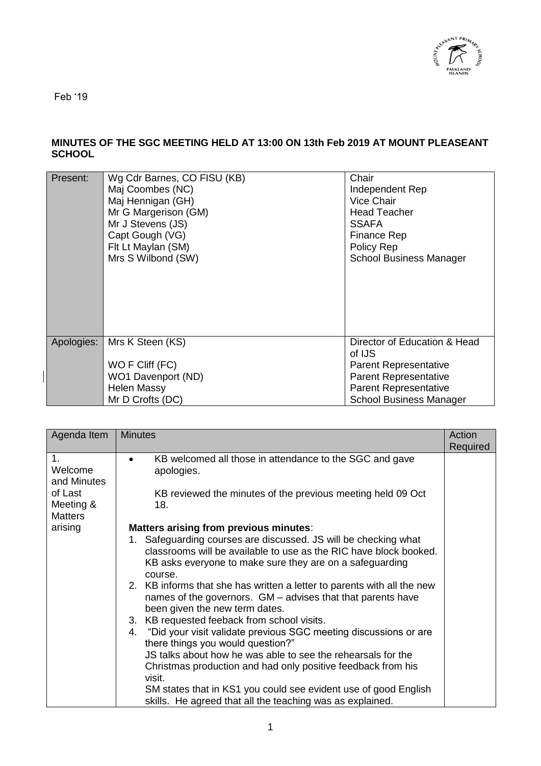Feb '19

**MINUTES OF THE SGC MEETING HELD AT 13:00 ON 13th Feb 2019 AT MOUNT PLEASEANT SCHOOL**

| | | |
|---|---|---|
| Present: | Wg Cdr Barnes, CO FISU (KB)<br>Maj Coombes (NC)<br>Maj Hennigan (GH)<br>Mr G Margerison (GM)<br>Mr J Stevens (JS)<br>Capt Gough (VG)<br>Flt Lt Maylan (SM)<br>Mrs S Wilbond (SW) | Chair<br>Independent Rep<br>Vice Chair<br>Head Teacher<br>SSAFA<br>Finance Rep<br>Policy Rep<br>School Business Manager |
| Apologies: | Mrs K Steen (KS)<br><br>WO F Cliff (FC)<br>WO1 Davenport (ND)<br>Helen Massy<br>Mr D Crofts (DC) | Director of Education & Head of IJS<br>Parent Representative<br>Parent Representative<br>Parent Representative<br>School Business Manager |

| Agenda Item | Minutes | Action Required |
|---|---|---|
| 1. Welcome and Minutes of Last Meeting & Matters arising | • KB welcomed all those in attendance to the SGC and gave apologies.<br><br>KB reviewed the minutes of the previous meeting held 09 Oct 18.<br><br>**Matters arising from previous minutes**:<br>1. Safeguarding courses are discussed. JS will be checking what classrooms will be available to use as the RIC have block booked. KB asks everyone to make sure they are on a safeguarding course.<br>2. KB informs that she has written a letter to parents with all the new names of the governors. GM – advises that that parents have been given the new term dates.<br>3. KB requested feeback from school visits.<br>4. "Did your visit validate previous SGC meeting discussions or are there things you would question?"<br>JS talks about how he was able to see the rehearsals for the Christmas production and had only positive feedback from his visit.<br>SM states that in KS1 you could see evident use of good English skills. He agreed that all the teaching was as explained. | |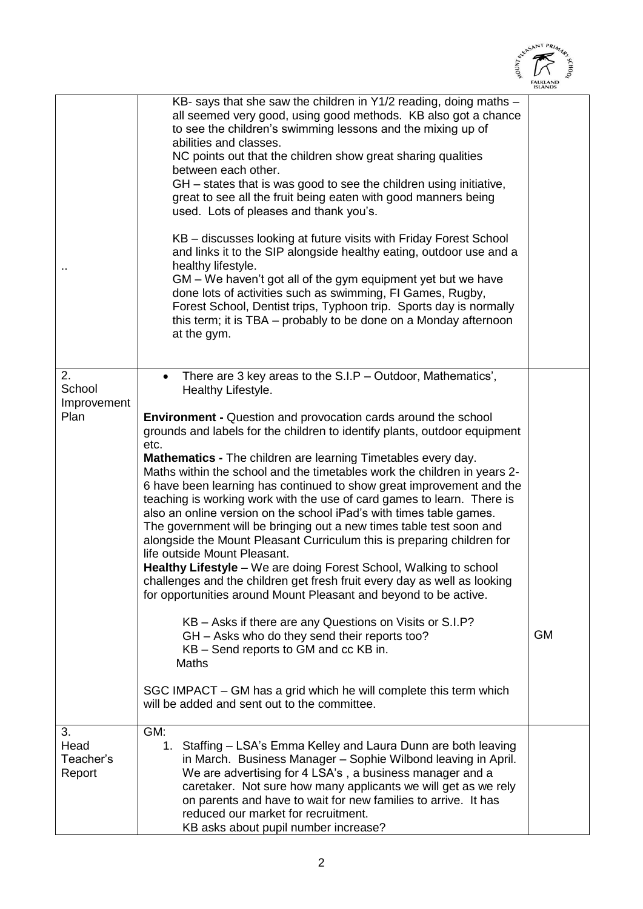| | | |
|---|---|---|
| .. | KB- says that she saw the children in Y1/2 reading, doing maths – all seemed very good, using good methods. KB also got a chance to see the children's swimming lessons and the mixing up of abilities and classes.<br>NC points out that the children show great sharing qualities between each other.<br>GH – states that is was good to see the children using initiative, great to see all the fruit being eaten with good manners being used. Lots of pleases and thank you's.<br><br>KB – discusses looking at future visits with Friday Forest School and links it to the SIP alongside healthy eating, outdoor use and a healthy lifestyle.<br>GM – We haven't got all of the gym equipment yet but we have done lots of activities such as swimming, FI Games, Rugby, Forest School, Dentist trips, Typhoon trip. Sports day is normally this term; it is TBA – probably to be done on a Monday afternoon at the gym. | |
| 2. School Improvement Plan | • There are 3 key areas to the S.I.P – Outdoor, Mathematics', Healthy Lifestyle.<br><br>**Environment -** Question and provocation cards around the school grounds and labels for the children to identify plants, outdoor equipment etc.<br>**Mathematics -** The children are learning Timetables every day. Maths within the school and the timetables work the children in years 2-6 have been learning has continued to show great improvement and the teaching is working work with the use of card games to learn. There is also an online version on the school iPad's with times table games. The government will be bringing out a new times table test soon and alongside the Mount Pleasant Curriculum this is preparing children for life outside Mount Pleasant.<br>**Healthy Lifestyle –** We are doing Forest School, Walking to school challenges and the children get fresh fruit every day as well as looking for opportunities around Mount Pleasant and beyond to be active.<br><br>KB – Asks if there are any Questions on Visits or S.I.P?<br>GH – Asks who do they send their reports too?<br>KB – Send reports to GM and cc KB in.<br>Maths<br><br>SGC IMPACT – GM has a grid which he will complete this term which will be added and sent out to the committee. | GM |
| 3. Head Teacher's Report | GM:<br>1. Staffing – LSA's Emma Kelley and Laura Dunn are both leaving in March. Business Manager – Sophie Wilbond leaving in April. We are advertising for 4 LSA's , a business manager and a caretaker. Not sure how many applicants we will get as we rely on parents and have to wait for new families to arrive. It has reduced our market for recruitment.<br>KB asks about pupil number increase? | |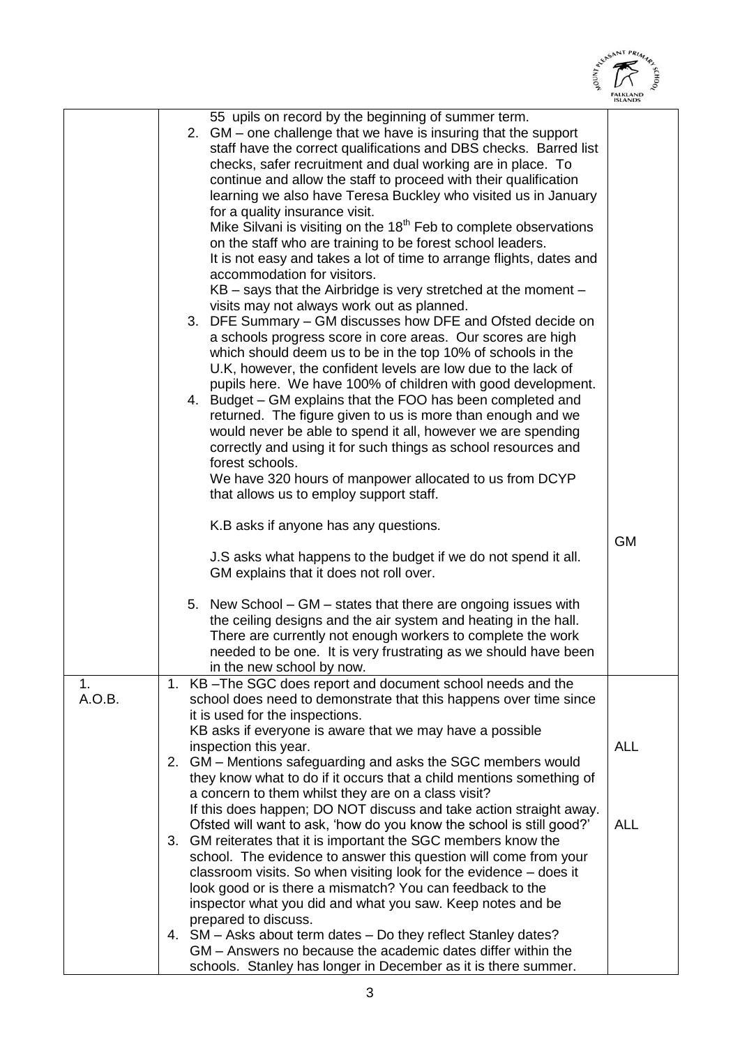| | | |
|---|---|---|
| | 55 upils on record by the beginning of summer term.<br>2. GM – one challenge that we have is insuring that the support staff have the correct qualifications and DBS checks. Barred list checks, safer recruitment and dual working are in place. To continue and allow the staff to proceed with their qualification learning we also have Teresa Buckley who visited us in January for a quality insurance visit.<br>Mike Silvani is visiting on the 18th Feb to complete observations on the staff who are training to be forest school leaders.<br>It is not easy and takes a lot of time to arrange flights, dates and accommodation for visitors.<br>KB – says that the Airbridge is very stretched at the moment – visits may not always work out as planned.<br>3. DFE Summary – GM discusses how DFE and Ofsted decide on a schools progress score in core areas. Our scores are high which should deem us to be in the top 10% of schools in the U.K, however, the confident levels are low due to the lack of pupils here. We have 100% of children with good development.<br>4. Budget – GM explains that the FOO has been completed and returned. The figure given to us is more than enough and we would never be able to spend it all, however we are spending correctly and using it for such things as school resources and forest schools.<br>We have 320 hours of manpower allocated to us from DCYP that allows us to employ support staff.<br><br>K.B asks if anyone has any questions.<br><br>J.S asks what happens to the budget if we do not spend it all. GM explains that it does not roll over.<br><br>5. New School – GM – states that there are ongoing issues with the ceiling designs and the air system and heating in the hall. There are currently not enough workers to complete the work needed to be one. It is very frustrating as we should have been in the new school by now. | GM |
| 1. A.O.B. | 1. KB –The SGC does report and document school needs and the school does need to demonstrate that this happens over time since it is used for the inspections.<br>KB asks if everyone is aware that we may have a possible inspection this year.<br>2. GM – Mentions safeguarding and asks the SGC members would they know what to do if it occurs that a child mentions something of a concern to them whilst they are on a class visit?<br>If this does happen; DO NOT discuss and take action straight away. Ofsted will want to ask, 'how do you know the school is still good?'<br>3. GM reiterates that it is important the SGC members know the school. The evidence to answer this question will come from your classroom visits. So when visiting look for the evidence – does it look good or is there a mismatch? You can feedback to the inspector what you did and what you saw. Keep notes and be prepared to discuss.<br>4. SM – Asks about term dates – Do they reflect Stanley dates? GM – Answers no because the academic dates differ within the schools. Stanley has longer in December as it is there summer. | ALL<br><br>ALL |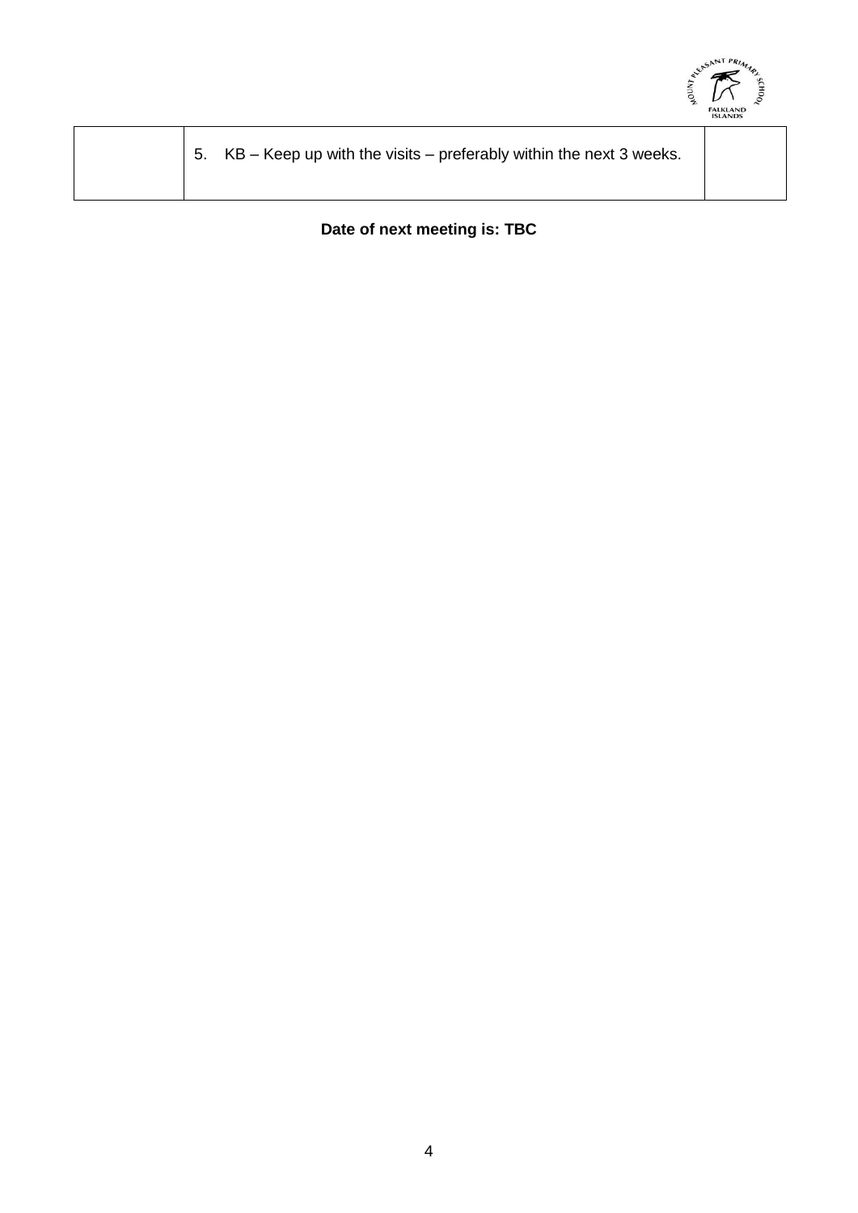| | | |
|---|---|---|
| | 5. KB – Keep up with the visits – preferably within the next 3 weeks. | |

**Date of next meeting is: TBC**